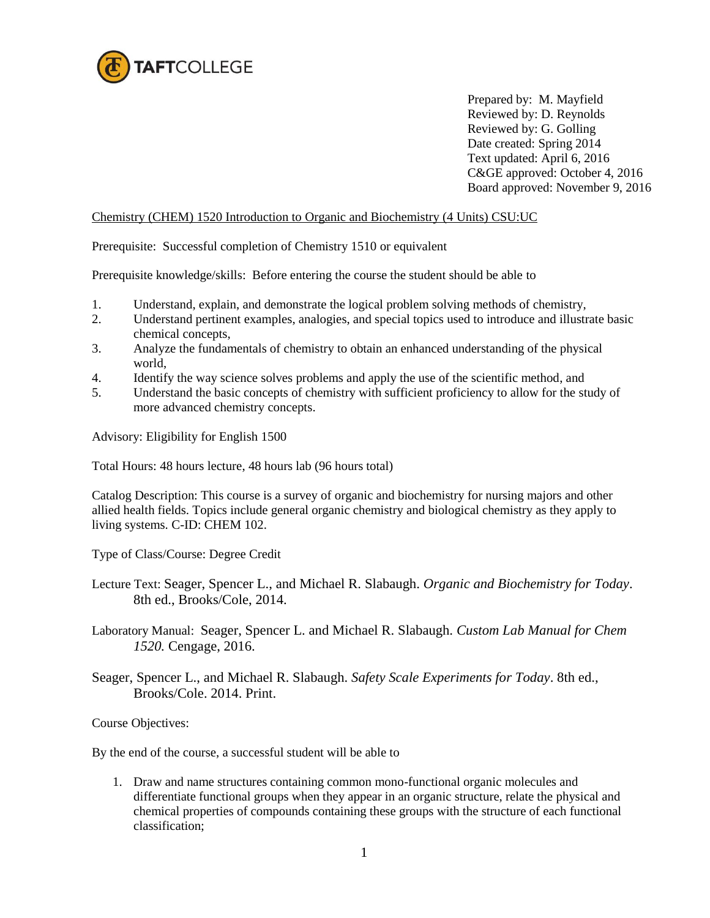TAFTCOLLEGE

Prepared by: M. Mayfield
Reviewed by: D. Reynolds
Reviewed by: G. Golling
Date created: Spring 2014
Text updated: April 6, 2016
C&GE approved: October 4, 2016
Board approved: November 9, 2016

Chemistry (CHEM) 1520 Introduction to Organic and Biochemistry (4 Units) CSU:UC

Prerequisite: Successful completion of Chemistry 1510 or equivalent

Prerequisite knowledge/skills: Before entering the course the student should be able to

1. Understand, explain, and demonstrate the logical problem solving methods of chemistry,
2. Understand pertinent examples, analogies, and special topics used to introduce and illustrate basic chemical concepts,
3. Analyze the fundamentals of chemistry to obtain an enhanced understanding of the physical world,
4. Identify the way science solves problems and apply the use of the scientific method, and
5. Understand the basic concepts of chemistry with sufficient proficiency to allow for the study of more advanced chemistry concepts.

Advisory: Eligibility for English 1500

Total Hours: 48 hours lecture, 48 hours lab (96 hours total)

Catalog Description: This course is a survey of organic and biochemistry for nursing majors and other allied health fields. Topics include general organic chemistry and biological chemistry as they apply to living systems. C-ID: CHEM 102.

Type of Class/Course: Degree Credit

Lecture Text: Seager, Spencer L., and Michael R. Slabaugh. *Organic and Biochemistry for Today*. 8th ed., Brooks/Cole, 2014.

Laboratory Manual: Seager, Spencer L. and Michael R. Slabaugh. *Custom Lab Manual for Chem 1520.* Cengage, 2016.

Seager, Spencer L., and Michael R. Slabaugh. *Safety Scale Experiments for Today*. 8th ed., Brooks/Cole. 2014. Print.

Course Objectives:

By the end of the course, a successful student will be able to

1. Draw and name structures containing common mono-functional organic molecules and differentiate functional groups when they appear in an organic structure, relate the physical and chemical properties of compounds containing these groups with the structure of each functional classification;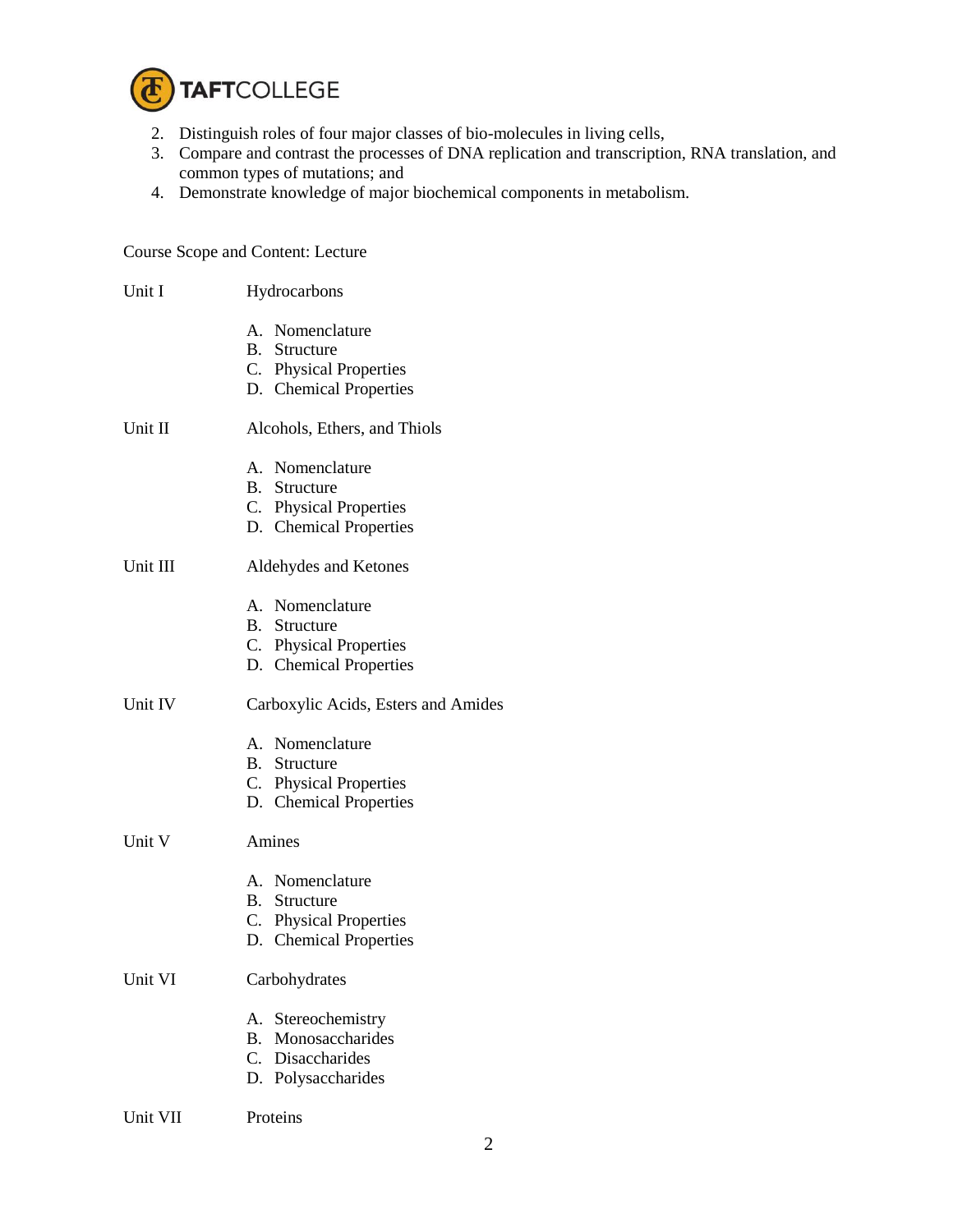2. Distinguish roles of four major classes of bio-molecules in living cells,
3. Compare and contrast the processes of DNA replication and transcription, RNA translation, and common types of mutations; and
4. Demonstrate knowledge of major biochemical components in metabolism.

Course Scope and Content: Lecture

Unit I Hydrocarbons

A. Nomenclature
B. Structure
C. Physical Properties
D. Chemical Properties

Unit II Alcohols, Ethers, and Thiols

A. Nomenclature
B. Structure
C. Physical Properties
D. Chemical Properties

Unit III Aldehydes and Ketones

A. Nomenclature
B. Structure
C. Physical Properties
D. Chemical Properties

Unit IV Carboxylic Acids, Esters and Amides

A. Nomenclature
B. Structure
C. Physical Properties
D. Chemical Properties

Unit V Amines

A. Nomenclature
B. Structure
C. Physical Properties
D. Chemical Properties

Unit VI Carbohydrates

A. Stereochemistry
B. Monosaccharides
C. Disaccharides
D. Polysaccharides

Unit VII Proteins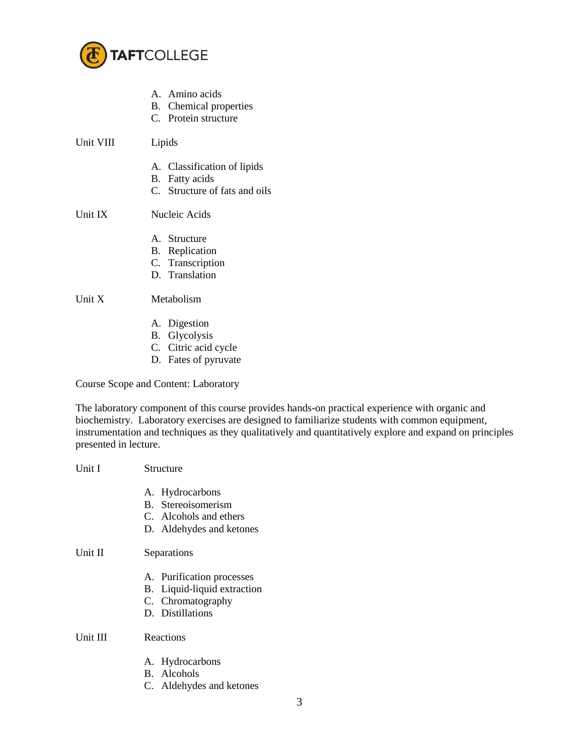A. Amino acids
B. Chemical properties
C. Protein structure

Unit VIII Lipids

A. Classification of lipids
B. Fatty acids
C. Structure of fats and oils

Unit IX Nucleic Acids

A. Structure
B. Replication
C. Transcription
D. Translation

Unit X Metabolism

A. Digestion
B. Glycolysis
C. Citric acid cycle
D. Fates of pyruvate

Course Scope and Content: Laboratory

The laboratory component of this course provides hands-on practical experience with organic and biochemistry. Laboratory exercises are designed to familiarize students with common equipment, instrumentation and techniques as they qualitatively and quantitatively explore and expand on principles presented in lecture.

Unit I Structure

A. Hydrocarbons
B. Stereoisomerism
C. Alcohols and ethers
D. Aldehydes and ketones

Unit II Separations

A. Purification processes
B. Liquid-liquid extraction
C. Chromatography
D. Distillations

Unit III Reactions

A. Hydrocarbons
B. Alcohols
C. Aldehydes and ketones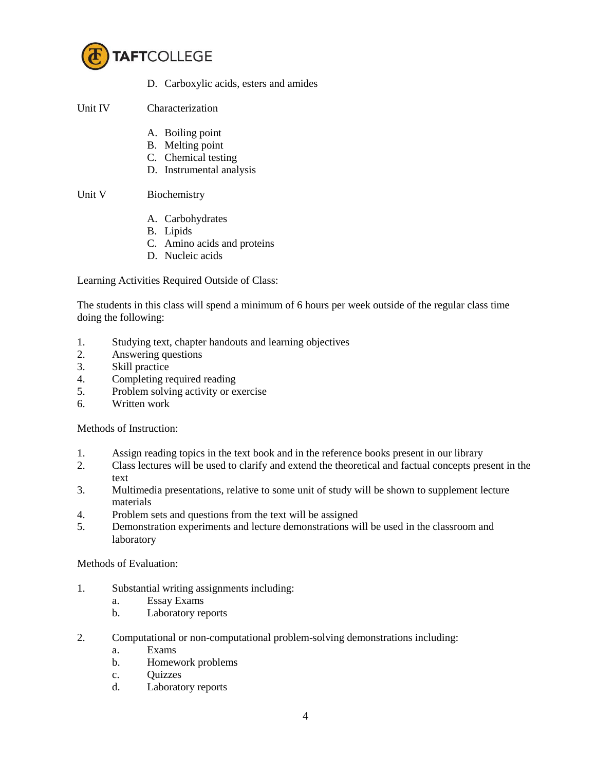D. Carboxylic acids, esters and amides

Unit IV Characterization

A. Boiling point
B. Melting point
C. Chemical testing
D. Instrumental analysis

Unit V Biochemistry

A. Carbohydrates
B. Lipids
C. Amino acids and proteins
D. Nucleic acids

Learning Activities Required Outside of Class:

The students in this class will spend a minimum of 6 hours per week outside of the regular class time doing the following:

1. Studying text, chapter handouts and learning objectives
2. Answering questions
3. Skill practice
4. Completing required reading
5. Problem solving activity or exercise
6. Written work

Methods of Instruction:

1. Assign reading topics in the text book and in the reference books present in our library
2. Class lectures will be used to clarify and extend the theoretical and factual concepts present in the text
3. Multimedia presentations, relative to some unit of study will be shown to supplement lecture materials
4. Problem sets and questions from the text will be assigned
5. Demonstration experiments and lecture demonstrations will be used in the classroom and laboratory

Methods of Evaluation:

1. Substantial writing assignments including:
   a. Essay Exams
   b. Laboratory reports

2. Computational or non-computational problem-solving demonstrations including:
   a. Exams
   b. Homework problems
   c. Quizzes
   d. Laboratory reports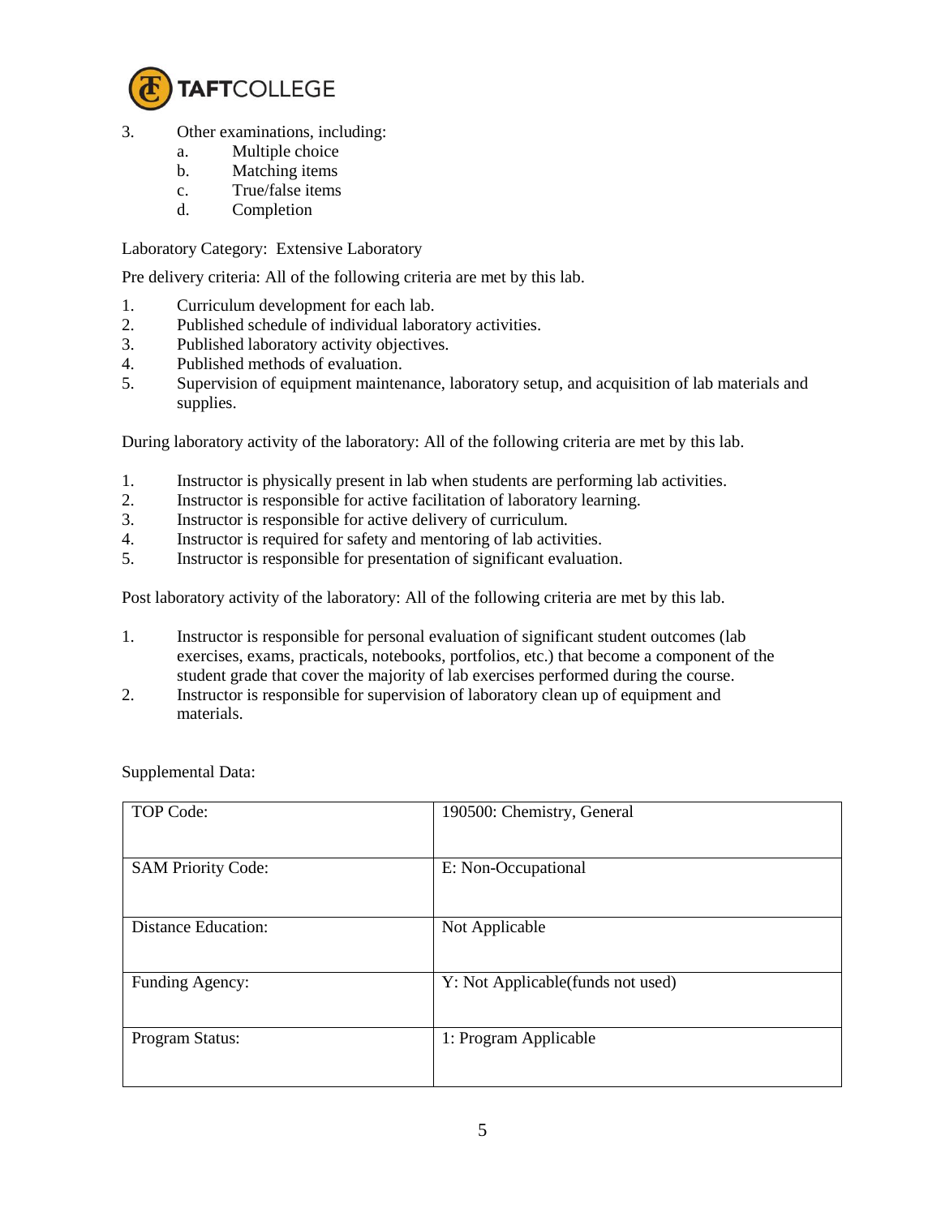3. Other examinations, including:
    a. Multiple choice
    b. Matching items
    c. True/false items
    d. Completion

Laboratory Category: Extensive Laboratory

Pre delivery criteria: All of the following criteria are met by this lab.

1. Curriculum development for each lab.
2. Published schedule of individual laboratory activities.
3. Published laboratory activity objectives.
4. Published methods of evaluation.
5. Supervision of equipment maintenance, laboratory setup, and acquisition of lab materials and supplies.

During laboratory activity of the laboratory: All of the following criteria are met by this lab.

1. Instructor is physically present in lab when students are performing lab activities.
2. Instructor is responsible for active facilitation of laboratory learning.
3. Instructor is responsible for active delivery of curriculum.
4. Instructor is required for safety and mentoring of lab activities.
5. Instructor is responsible for presentation of significant evaluation.

Post laboratory activity of the laboratory: All of the following criteria are met by this lab.

1. Instructor is responsible for personal evaluation of significant student outcomes (lab exercises, exams, practicals, notebooks, portfolios, etc.) that become a component of the student grade that cover the majority of lab exercises performed during the course.
2. Instructor is responsible for supervision of laboratory clean up of equipment and materials.

Supplemental Data:

| | |
|---|---|
| TOP Code: | 190500: Chemistry, General |
| SAM Priority Code: | E: Non-Occupational |
| Distance Education: | Not Applicable |
| Funding Agency: | Y: Not Applicable(funds not used) |
| Program Status: | 1: Program Applicable |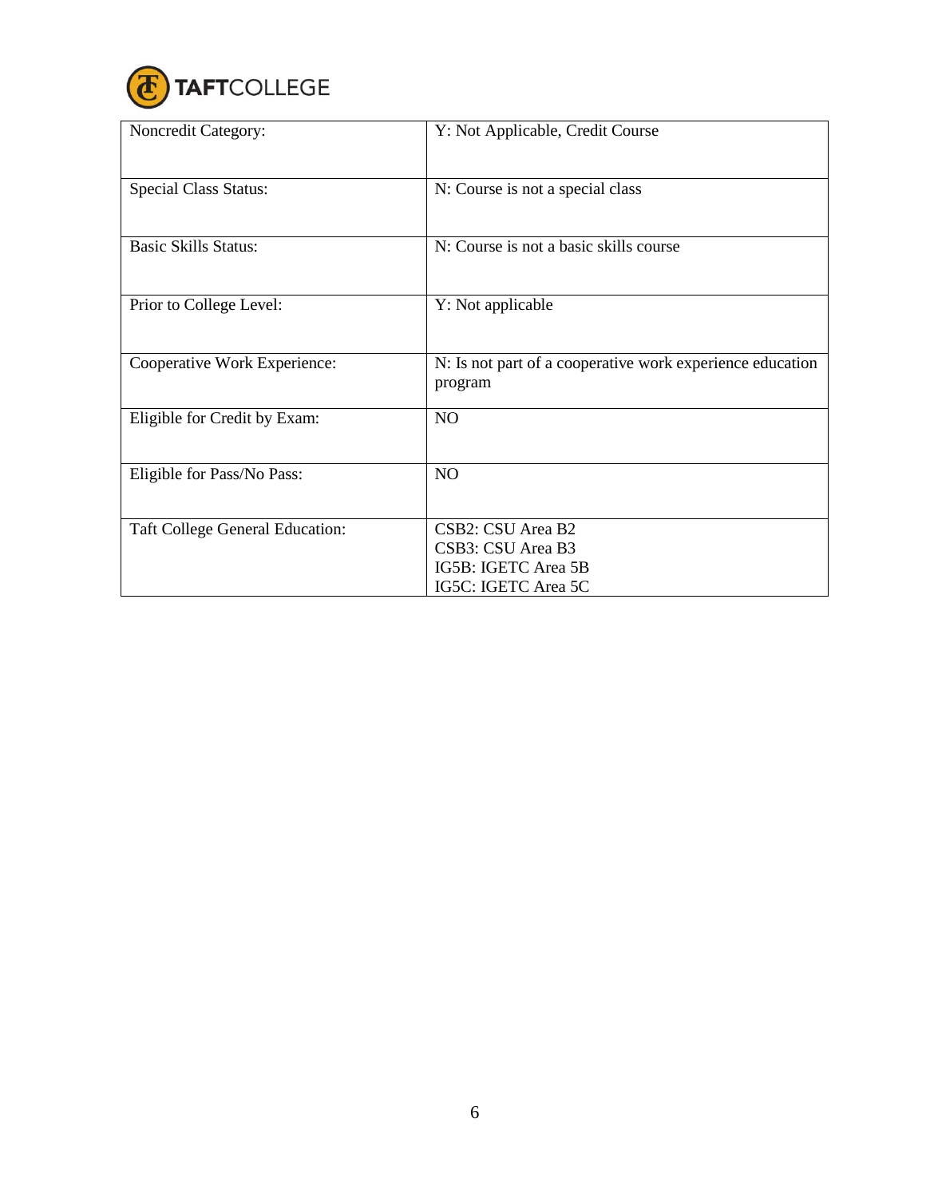| | |
|---|---|
| Noncredit Category: | Y: Not Applicable, Credit Course |
| Special Class Status: | N: Course is not a special class |
| Basic Skills Status: | N: Course is not a basic skills course |
| Prior to College Level: | Y: Not applicable |
| Cooperative Work Experience: | N: Is not part of a cooperative work experience education program |
| Eligible for Credit by Exam: | NO |
| Eligible for Pass/No Pass: | NO |
| Taft College General Education: | CSB2: CSU Area B2<br>CSB3: CSU Area B3<br>IG5B: IGETC Area 5B<br>IG5C: IGETC Area 5C |